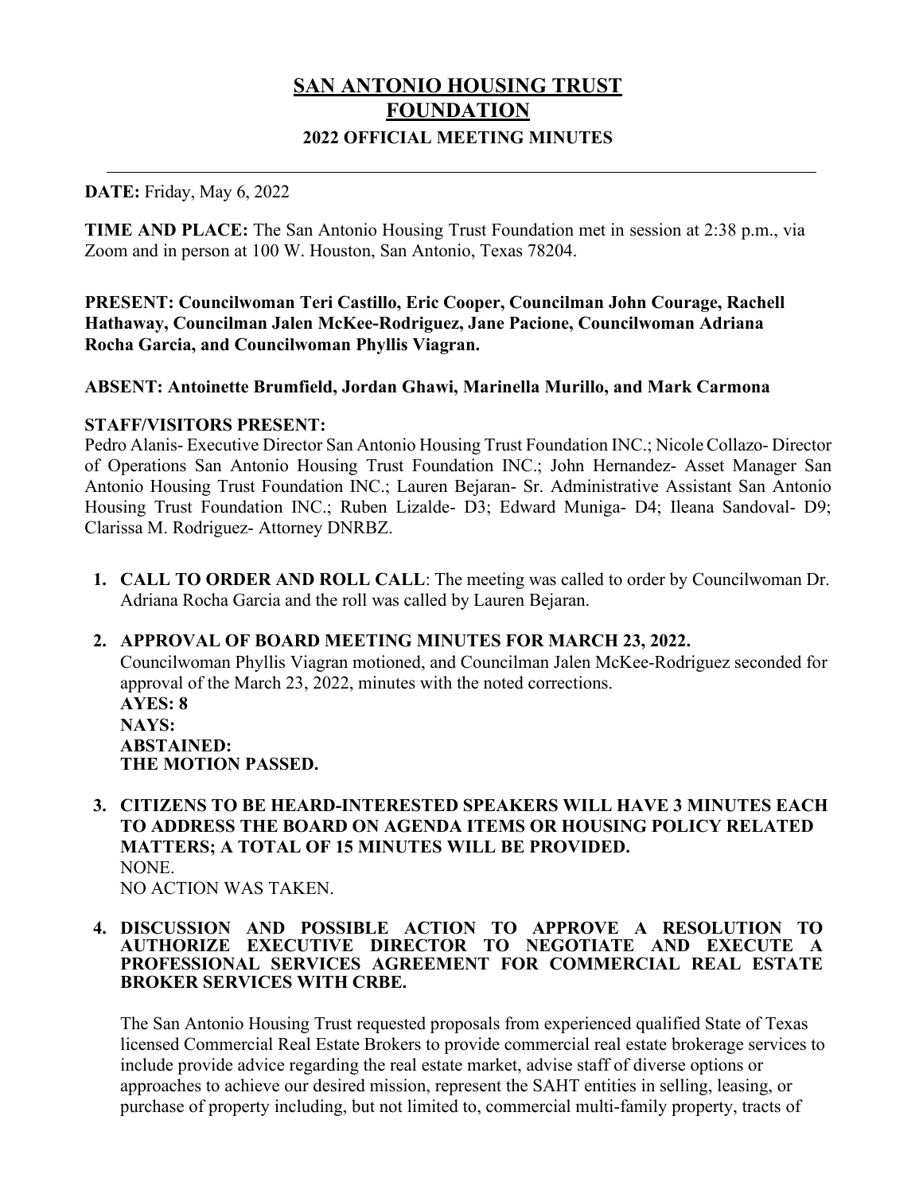# SAN ANTONIO HOUSING TRUST FOUNDATION

## 2022 OFFICIAL MEETING MINUTES

---

**DATE:** Friday, May 6, 2022

**TIME AND PLACE:** The San Antonio Housing Trust Foundation met in session at 2:38 p.m., via Zoom and in person at 100 W. Houston, San Antonio, Texas 78204.

**PRESENT: Councilwoman Teri Castillo, Eric Cooper, Councilman John Courage, Rachell Hathaway, Councilman Jalen McKee-Rodriguez, Jane Pacione, Councilwoman Adriana Rocha Garcia, and Councilwoman Phyllis Viagran.**

**ABSENT: Antoinette Brumfield, Jordan Ghawi, Marinella Murillo, and Mark Carmona**

**STAFF/VISITORS PRESENT:**
Pedro Alanis- Executive Director San Antonio Housing Trust Foundation INC.; Nicole Collazo- Director of Operations San Antonio Housing Trust Foundation INC.; John Hernandez- Asset Manager San Antonio Housing Trust Foundation INC.; Lauren Bejaran- Sr. Administrative Assistant San Antonio Housing Trust Foundation INC.; Ruben Lizalde- D3; Edward Muniga- D4; Ileana Sandoval- D9; Clarissa M. Rodriguez- Attorney DNRBZ.

1. **CALL TO ORDER AND ROLL CALL**: The meeting was called to order by Councilwoman Dr. Adriana Rocha Garcia and the roll was called by Lauren Bejaran.

2. **APPROVAL OF BOARD MEETING MINUTES FOR MARCH 23, 2022.**
   Councilwoman Phyllis Viagran motioned, and Councilman Jalen McKee-Rodriguez seconded for approval of the March 23, 2022, minutes with the noted corrections.
   **AYES: 8**
   **NAYS:**
   **ABSTAINED:**
   **THE MOTION PASSED.**

3. **CITIZENS TO BE HEARD-INTERESTED SPEAKERS WILL HAVE 3 MINUTES EACH TO ADDRESS THE BOARD ON AGENDA ITEMS OR HOUSING POLICY RELATED MATTERS; A TOTAL OF 15 MINUTES WILL BE PROVIDED.**
   NONE.
   NO ACTION WAS TAKEN.

4. **DISCUSSION AND POSSIBLE ACTION TO APPROVE A RESOLUTION TO AUTHORIZE EXECUTIVE DIRECTOR TO NEGOTIATE AND EXECUTE A PROFESSIONAL SERVICES AGREEMENT FOR COMMERCIAL REAL ESTATE BROKER SERVICES WITH CRBE.**

   The San Antonio Housing Trust requested proposals from experienced qualified State of Texas licensed Commercial Real Estate Brokers to provide commercial real estate brokerage services to include provide advice regarding the real estate market, advise staff of diverse options or approaches to achieve our desired mission, represent the SAHT entities in selling, leasing, or purchase of property including, but not limited to, commercial multi-family property, tracts of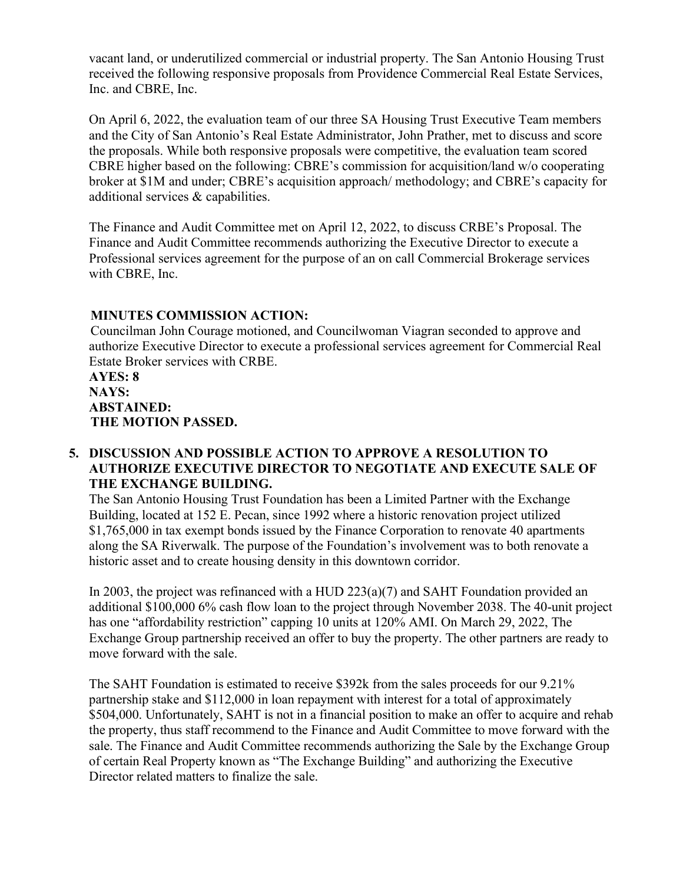vacant land, or underutilized commercial or industrial property. The San Antonio Housing Trust received the following responsive proposals from Providence Commercial Real Estate Services, Inc. and CBRE, Inc.

On April 6, 2022, the evaluation team of our three SA Housing Trust Executive Team members and the City of San Antonio's Real Estate Administrator, John Prather, met to discuss and score the proposals. While both responsive proposals were competitive, the evaluation team scored CBRE higher based on the following: CBRE's commission for acquisition/land w/o cooperating broker at $1M and under; CBRE's acquisition approach/ methodology; and CBRE's capacity for additional services & capabilities.

The Finance and Audit Committee met on April 12, 2022, to discuss CRBE's Proposal. The Finance and Audit Committee recommends authorizing the Executive Director to execute a Professional services agreement for the purpose of an on call Commercial Brokerage services with CBRE, Inc.

**MINUTES COMMISSION ACTION:**

Councilman John Courage motioned, and Councilwoman Viagran seconded to approve and authorize Executive Director to execute a professional services agreement for Commercial Real Estate Broker services with CRBE.

**AYES: 8**
**NAYS:**
**ABSTAINED:**
**THE MOTION PASSED.**

5. **DISCUSSION AND POSSIBLE ACTION TO APPROVE A RESOLUTION TO AUTHORIZE EXECUTIVE DIRECTOR TO NEGOTIATE AND EXECUTE SALE OF THE EXCHANGE BUILDING.**

The San Antonio Housing Trust Foundation has been a Limited Partner with the Exchange Building, located at 152 E. Pecan, since 1992 where a historic renovation project utilized $1,765,000 in tax exempt bonds issued by the Finance Corporation to renovate 40 apartments along the SA Riverwalk. The purpose of the Foundation's involvement was to both renovate a historic asset and to create housing density in this downtown corridor.

In 2003, the project was refinanced with a HUD 223(a)(7) and SAHT Foundation provided an additional $100,000 6% cash flow loan to the project through November 2038. The 40-unit project has one "affordability restriction" capping 10 units at 120% AMI. On March 29, 2022, The Exchange Group partnership received an offer to buy the property. The other partners are ready to move forward with the sale.

The SAHT Foundation is estimated to receive $392k from the sales proceeds for our 9.21% partnership stake and $112,000 in loan repayment with interest for a total of approximately $504,000. Unfortunately, SAHT is not in a financial position to make an offer to acquire and rehab the property, thus staff recommend to the Finance and Audit Committee to move forward with the sale. The Finance and Audit Committee recommends authorizing the Sale by the Exchange Group of certain Real Property known as "The Exchange Building" and authorizing the Executive Director related matters to finalize the sale.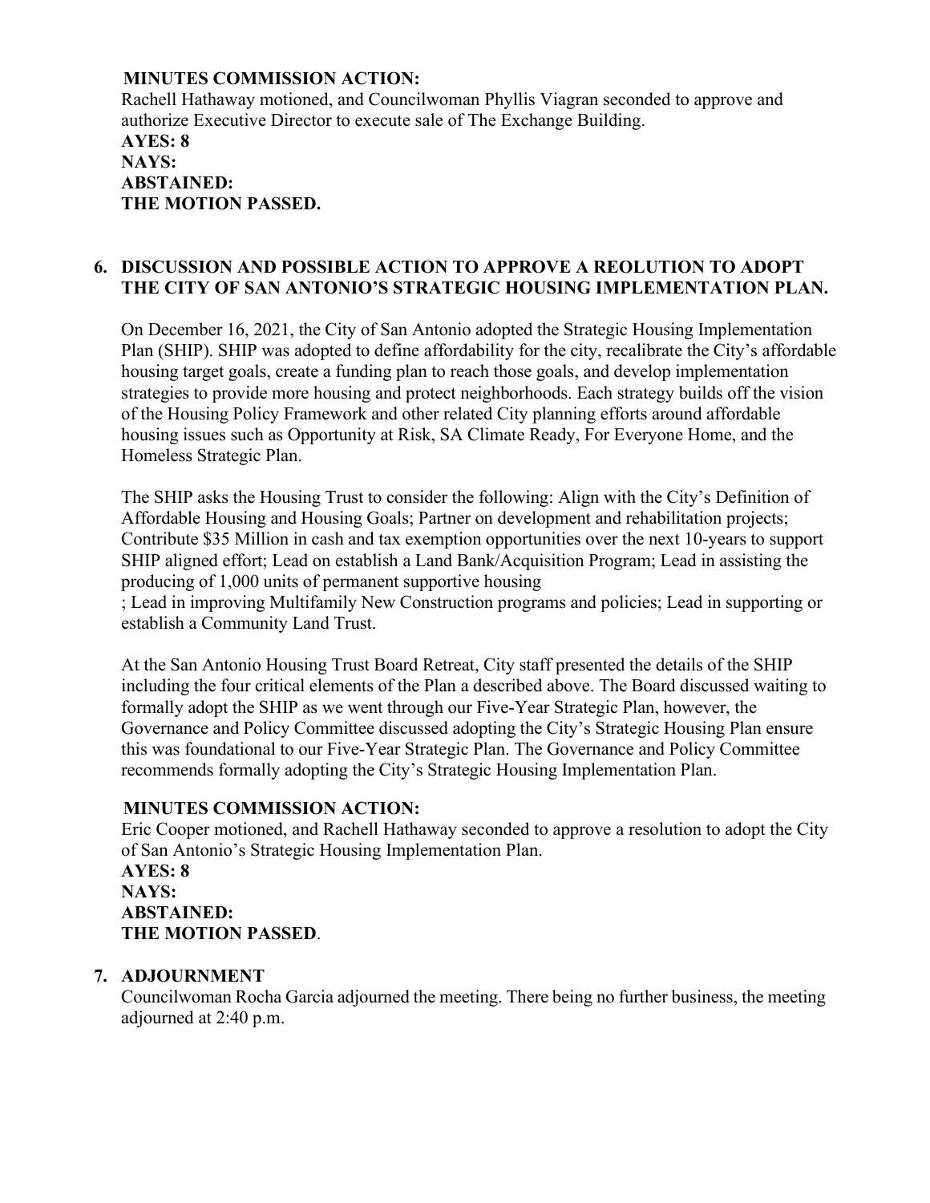**MINUTES COMMISSION ACTION:**

Rachell Hathaway motioned, and Councilwoman Phyllis Viagran seconded to approve and authorize Executive Director to execute sale of The Exchange Building.

**AYES: 8**
**NAYS:**
**ABSTAINED:**
**THE MOTION PASSED.**

## 6. DISCUSSION AND POSSIBLE ACTION TO APPROVE A REOLUTION TO ADOPT THE CITY OF SAN ANTONIO'S STRATEGIC HOUSING IMPLEMENTATION PLAN.

On December 16, 2021, the City of San Antonio adopted the Strategic Housing Implementation Plan (SHIP). SHIP was adopted to define affordability for the city, recalibrate the City's affordable housing target goals, create a funding plan to reach those goals, and develop implementation strategies to provide more housing and protect neighborhoods. Each strategy builds off the vision of the Housing Policy Framework and other related City planning efforts around affordable housing issues such as Opportunity at Risk, SA Climate Ready, For Everyone Home, and the Homeless Strategic Plan.

The SHIP asks the Housing Trust to consider the following: Align with the City's Definition of Affordable Housing and Housing Goals; Partner on development and rehabilitation projects; Contribute $35 Million in cash and tax exemption opportunities over the next 10-years to support SHIP aligned effort; Lead on establish a Land Bank/Acquisition Program; Lead in assisting the producing of 1,000 units of permanent supportive housing
; Lead in improving Multifamily New Construction programs and policies; Lead in supporting or establish a Community Land Trust.

At the San Antonio Housing Trust Board Retreat, City staff presented the details of the SHIP including the four critical elements of the Plan a described above. The Board discussed waiting to formally adopt the SHIP as we went through our Five-Year Strategic Plan, however, the Governance and Policy Committee discussed adopting the City's Strategic Housing Plan ensure this was foundational to our Five-Year Strategic Plan. The Governance and Policy Committee recommends formally adopting the City's Strategic Housing Implementation Plan.

**MINUTES COMMISSION ACTION:**

Eric Cooper motioned, and Rachell Hathaway seconded to approve a resolution to adopt the City of San Antonio's Strategic Housing Implementation Plan.

**AYES: 8**
**NAYS:**
**ABSTAINED:**
**THE MOTION PASSED**.

## 7. ADJOURNMENT

Councilwoman Rocha Garcia adjourned the meeting. There being no further business, the meeting adjourned at 2:40 p.m.